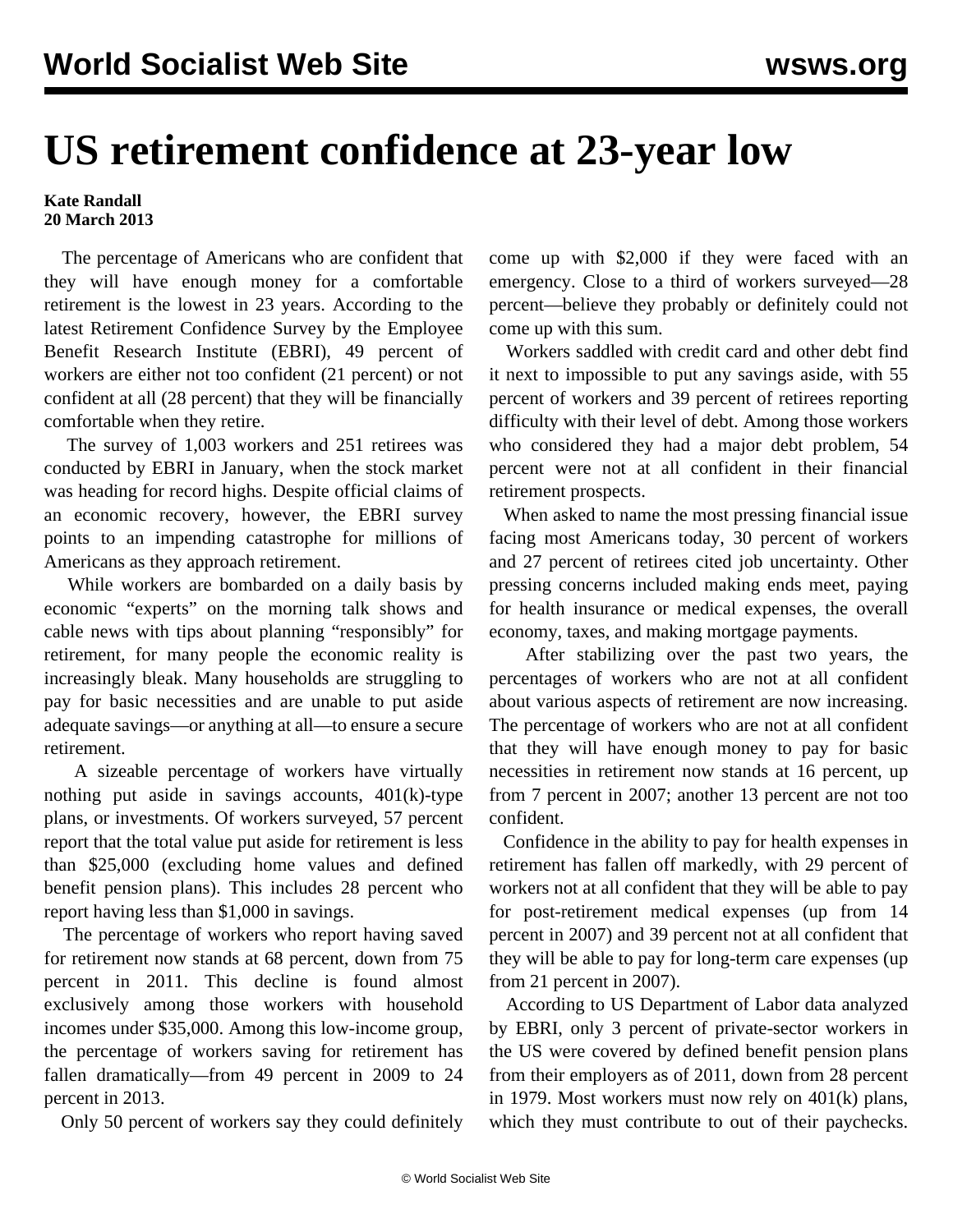# US retirement confidence at 23-year low

**Kate Randall**
**20 March 2013**

The percentage of Americans who are confident that they will have enough money for a comfortable retirement is the lowest in 23 years. According to the latest Retirement Confidence Survey by the Employee Benefit Research Institute (EBRI), 49 percent of workers are either not too confident (21 percent) or not confident at all (28 percent) that they will be financially comfortable when they retire.

The survey of 1,003 workers and 251 retirees was conducted by EBRI in January, when the stock market was heading for record highs. Despite official claims of an economic recovery, however, the EBRI survey points to an impending catastrophe for millions of Americans as they approach retirement.

While workers are bombarded on a daily basis by economic "experts" on the morning talk shows and cable news with tips about planning "responsibly" for retirement, for many people the economic reality is increasingly bleak. Many households are struggling to pay for basic necessities and are unable to put aside adequate savings—or anything at all—to ensure a secure retirement.

A sizeable percentage of workers have virtually nothing put aside in savings accounts, 401(k)-type plans, or investments. Of workers surveyed, 57 percent report that the total value put aside for retirement is less than $25,000 (excluding home values and defined benefit pension plans). This includes 28 percent who report having less than $1,000 in savings.

The percentage of workers who report having saved for retirement now stands at 68 percent, down from 75 percent in 2011. This decline is found almost exclusively among those workers with household incomes under $35,000. Among this low-income group, the percentage of workers saving for retirement has fallen dramatically—from 49 percent in 2009 to 24 percent in 2013.

Only 50 percent of workers say they could definitely come up with $2,000 if they were faced with an emergency. Close to a third of workers surveyed—28 percent—believe they probably or definitely could not come up with this sum.

Workers saddled with credit card and other debt find it next to impossible to put any savings aside, with 55 percent of workers and 39 percent of retirees reporting difficulty with their level of debt. Among those workers who considered they had a major debt problem, 54 percent were not at all confident in their financial retirement prospects.

When asked to name the most pressing financial issue facing most Americans today, 30 percent of workers and 27 percent of retirees cited job uncertainty. Other pressing concerns included making ends meet, paying for health insurance or medical expenses, the overall economy, taxes, and making mortgage payments.

After stabilizing over the past two years, the percentages of workers who are not at all confident about various aspects of retirement are now increasing. The percentage of workers who are not at all confident that they will have enough money to pay for basic necessities in retirement now stands at 16 percent, up from 7 percent in 2007; another 13 percent are not too confident.

Confidence in the ability to pay for health expenses in retirement has fallen off markedly, with 29 percent of workers not at all confident that they will be able to pay for post-retirement medical expenses (up from 14 percent in 2007) and 39 percent not at all confident that they will be able to pay for long-term care expenses (up from 21 percent in 2007).

According to US Department of Labor data analyzed by EBRI, only 3 percent of private-sector workers in the US were covered by defined benefit pension plans from their employers as of 2011, down from 28 percent in 1979. Most workers must now rely on 401(k) plans, which they must contribute to out of their paychecks.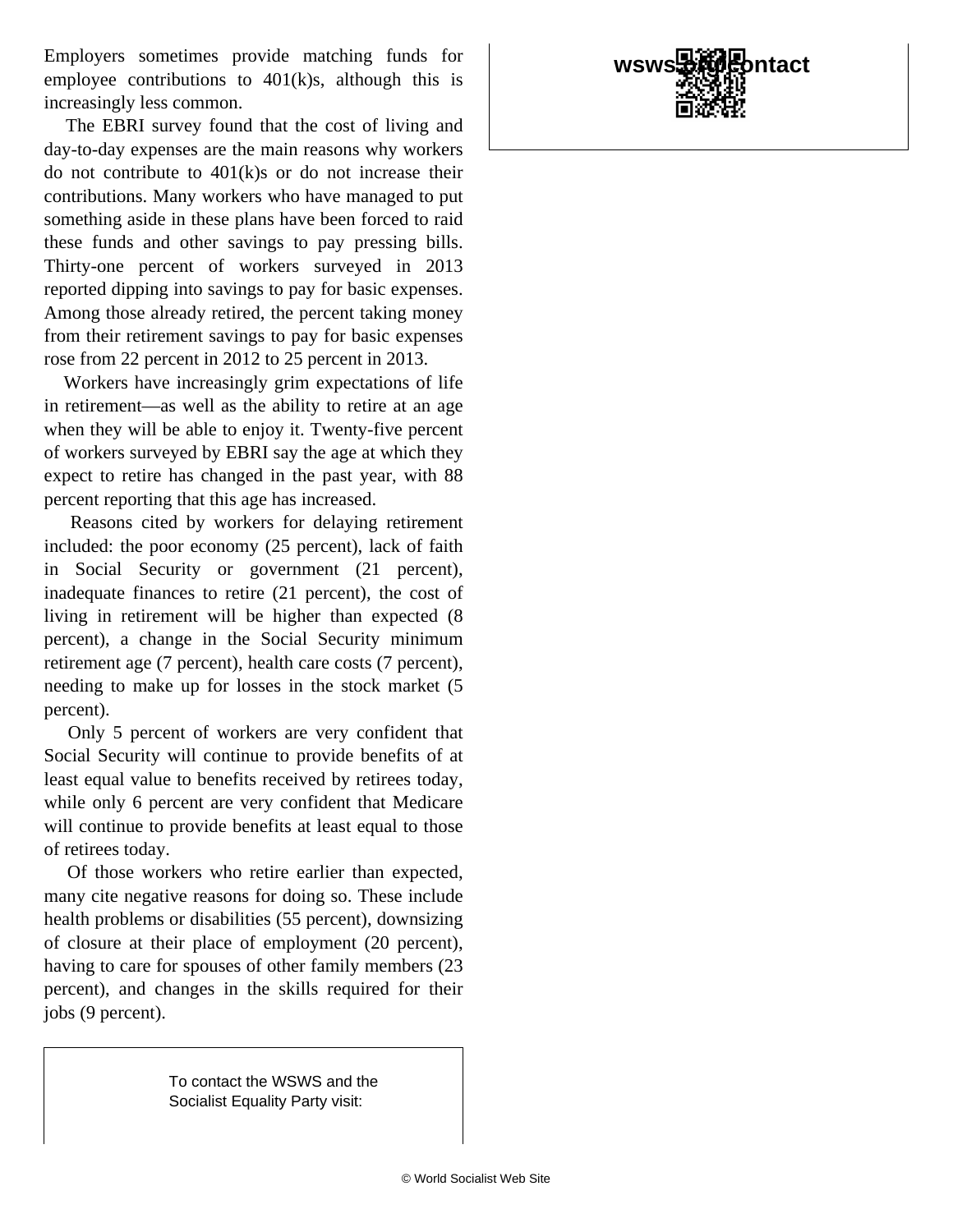Employers sometimes provide matching funds for employee contributions to 401(k)s, although this is increasingly less common.

The EBRI survey found that the cost of living and day-to-day expenses are the main reasons why workers do not contribute to 401(k)s or do not increase their contributions. Many workers who have managed to put something aside in these plans have been forced to raid these funds and other savings to pay pressing bills. Thirty-one percent of workers surveyed in 2013 reported dipping into savings to pay for basic expenses. Among those already retired, the percent taking money from their retirement savings to pay for basic expenses rose from 22 percent in 2012 to 25 percent in 2013.

Workers have increasingly grim expectations of life in retirement—as well as the ability to retire at an age when they will be able to enjoy it. Twenty-five percent of workers surveyed by EBRI say the age at which they expect to retire has changed in the past year, with 88 percent reporting that this age has increased.

Reasons cited by workers for delaying retirement included: the poor economy (25 percent), lack of faith in Social Security or government (21 percent), inadequate finances to retire (21 percent), the cost of living in retirement will be higher than expected (8 percent), a change in the Social Security minimum retirement age (7 percent), health care costs (7 percent), needing to make up for losses in the stock market (5 percent).

Only 5 percent of workers are very confident that Social Security will continue to provide benefits of at least equal value to benefits received by retirees today, while only 6 percent are very confident that Medicare will continue to provide benefits at least equal to those of retirees today.

Of those workers who retire earlier than expected, many cite negative reasons for doing so. These include health problems or disabilities (55 percent), downsizing of closure at their place of employment (20 percent), having to care for spouses of other family members (23 percent), and changes in the skills required for their jobs (9 percent).

To contact the WSWS and the Socialist Equality Party visit:

**wsws.org/contact**